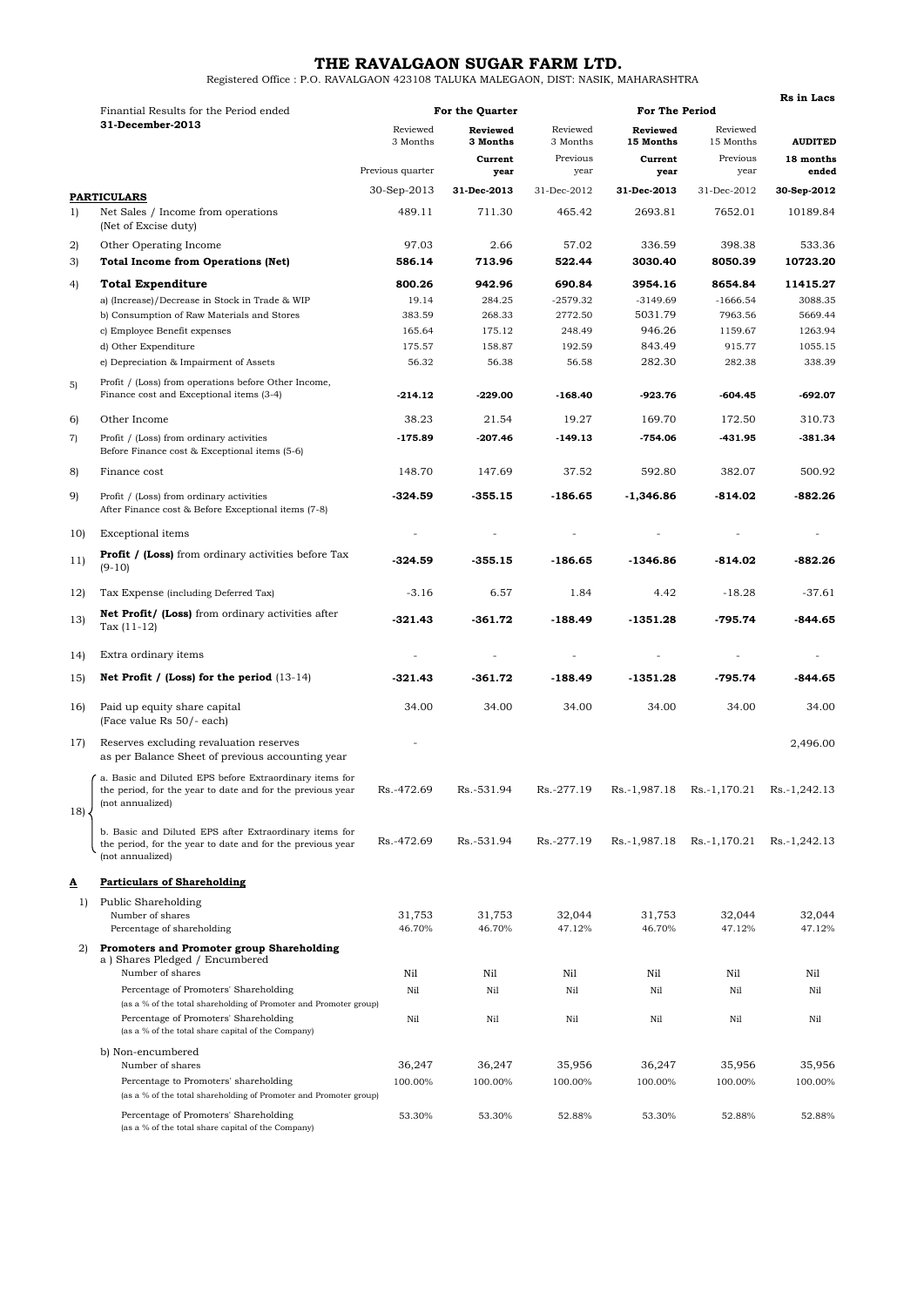# THE RAVALGAON SUGAR FARM LTD.

Registered Office : P.O. RAVALGAON 423108 TALUKA MALEGAON, DIST: NASIK, MAHARASHTRA

**Rs in Lacs**

| | Finantial Results for the Period ended **31-December-2013** | For the Quarter | | | For The Period | | |
|---|---|---|---|---|---|---|---|
| | | Reviewed 3 Months | **Reviewed 3 Months** | Reviewed 3 Months | **Reviewed 15 Months** | Reviewed 15 Months | **AUDITED** |
| | | Previous quarter | **Current year** | Previous year | **Current year** | Previous year | **18 months ended** |
| | **PARTICULARS** | 30-Sep-2013 | **31-Dec-2013** | 31-Dec-2012 | **31-Dec-2013** | 31-Dec-2012 | **30-Sep-2012** |
| 1) | Net Sales / Income from operations (Net of Excise duty) | 489.11 | 711.30 | 465.42 | 2693.81 | 7652.01 | 10189.84 |
| 2) | Other Operating Income | 97.03 | 2.66 | 57.02 | 336.59 | 398.38 | 533.36 |
| 3) | **Total Income from Operations (Net)** | **586.14** | **713.96** | **522.44** | **3030.40** | **8050.39** | **10723.20** |
| 4) | **Total Expenditure** | **800.26** | **942.96** | **690.84** | **3954.16** | **8654.84** | **11415.27** |
| | a) (Increase)/Decrease in Stock in Trade & WIP | 19.14 | 284.25 | -2579.32 | -3149.69 | -1666.54 | 3088.35 |
| | b) Consumption of Raw Materials and Stores | 383.59 | 268.33 | 2772.50 | 5031.79 | 7963.56 | 5669.44 |
| | c) Employee Benefit expenses | 165.64 | 175.12 | 248.49 | 946.26 | 1159.67 | 1263.94 |
| | d) Other Expenditure | 175.57 | 158.87 | 192.59 | 843.49 | 915.77 | 1055.15 |
| | e) Depreciation & Impairment of Assets | 56.32 | 56.38 | 56.58 | 282.30 | 282.38 | 338.39 |
| 5) | Profit / (Loss) from operations before Other Income, Finance cost and Exceptional items (3-4) | **-214.12** | **-229.00** | **-168.40** | **-923.76** | **-604.45** | **-692.07** |
| 6) | Other Income | 38.23 | 21.54 | 19.27 | 169.70 | 172.50 | 310.73 |
| 7) | Profit / (Loss) from ordinary activities Before Finance cost & Exceptional items (5-6) | **-175.89** | **-207.46** | **-149.13** | **-754.06** | **-431.95** | **-381.34** |
| 8) | Finance cost | 148.70 | 147.69 | 37.52 | 592.80 | 382.07 | 500.92 |
| 9) | Profit / (Loss) from ordinary activities After Finance cost & Before Exceptional items (7-8) | **-324.59** | **-355.15** | **-186.65** | **-1,346.86** | **-814.02** | **-882.26** |
| 10) | Exceptional items | - | - | - | - | - | - |
| 11) | **Profit / (Loss)** from ordinary activities before Tax (9-10) | **-324.59** | **-355.15** | **-186.65** | **-1346.86** | **-814.02** | **-882.26** |
| 12) | Tax Expense (including Deferred Tax) | -3.16 | 6.57 | 1.84 | 4.42 | -18.28 | -37.61 |
| 13) | **Net Profit/ (Loss)** from ordinary activities after Tax (11-12) | **-321.43** | **-361.72** | **-188.49** | **-1351.28** | **-795.74** | **-844.65** |
| 14) | Extra ordinary items | - | - | - | - | - | - |
| 15) | **Net Profit / (Loss) for the period** (13-14) | **-321.43** | **-361.72** | **-188.49** | **-1351.28** | **-795.74** | **-844.65** |
| 16) | Paid up equity share capital (Face value Rs 50/- each) | 34.00 | 34.00 | 34.00 | 34.00 | 34.00 | 34.00 |
| 17) | Reserves excluding revaluation reserves as per Balance Sheet of previous accounting year | - | | | | | 2,496.00 |
| 18) | a. Basic and Diluted EPS before Extraordinary items for the period, for the year to date and for the previous year (not annualized) | Rs.-472.69 | Rs.-531.94 | Rs.-277.19 | Rs.-1,987.18 | Rs.-1,170.21 | Rs.-1,242.13 |
| | b. Basic and Diluted EPS after Extraordinary items for the period, for the year to date and for the previous year (not annualized) | Rs.-472.69 | Rs.-531.94 | Rs.-277.19 | Rs.-1,987.18 | Rs.-1,170.21 | Rs.-1,242.13 |
| **A** | **Particulars of Shareholding** | | | | | | |
| 1) | Public Shareholding | | | | | | |
| | Number of shares | 31,753 | 31,753 | 32,044 | 31,753 | 32,044 | 32,044 |
| | Percentage of shareholding | 46.70% | 46.70% | 47.12% | 46.70% | 47.12% | 47.12% |
| 2) | **Promoters and Promoter group Shareholding** | | | | | | |
| | a ) Shares Pledged / Encumbered | | | | | | |
| | Number of shares | Nil | Nil | Nil | Nil | Nil | Nil |
| | Percentage of Promoters' Shareholding (as a % of the total shareholding of Promoter and Promoter group) | Nil | Nil | Nil | Nil | Nil | Nil |
| | Percentage of Promoters' Shareholding (as a % of the total share capital of the Company) | Nil | Nil | Nil | Nil | Nil | Nil |
| | b) Non-encumbered | | | | | | |
| | Number of shares | 36,247 | 36,247 | 35,956 | 36,247 | 35,956 | 35,956 |
| | Percentage to Promoters' shareholding (as a % of the total shareholding of Promoter and Promoter group) | 100.00% | 100.00% | 100.00% | 100.00% | 100.00% | 100.00% |
| | Percentage of Promoters' Shareholding (as a % of the total share capital of the Company) | 53.30% | 53.30% | 52.88% | 53.30% | 52.88% | 52.88% |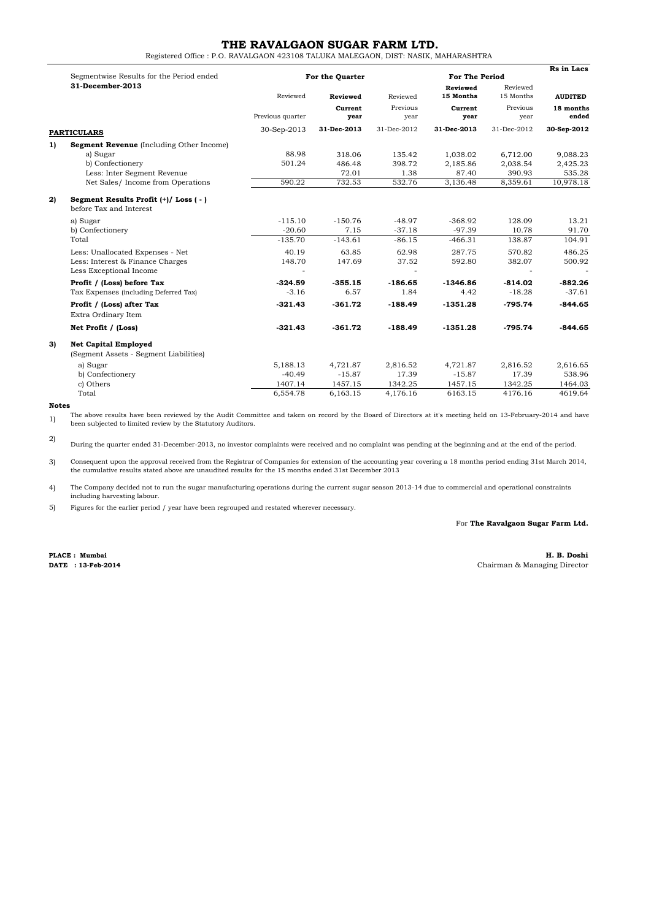# THE RAVALGAON SUGAR FARM LTD.

Registered Office : P.O. RAVALGAON 423108 TALUKA MALEGAON, DIST: NASIK, MAHARASHTRA

Rs in Lacs

| | Segmentwise Results for the Period ended 31-December-2013 | For the Quarter | | | For The Period | | |
|---|---|---|---|---|---|---|---|
| | | Reviewed | **Reviewed** | Reviewed | **Reviewed 15 Months** | Reviewed 15 Months | **AUDITED** |
| | | Previous quarter | **Current year** | Previous year | **Current year** | Previous year | **18 months ended** |
| | **PARTICULARS** | 30-Sep-2013 | **31-Dec-2013** | 31-Dec-2012 | **31-Dec-2013** | 31-Dec-2012 | **30-Sep-2012** |
| **1)** | **Segment Revenue** (Including Other Income) | | | | | | |
| | a) Sugar | 88.98 | 318.06 | 135.42 | 1,038.02 | 6,712.00 | 9,088.23 |
| | b) Confectionery | 501.24 | 486.48 | 398.72 | 2,185.86 | 2,038.54 | 2,425.23 |
| | Less: Inter Segment Revenue | | 72.01 | 1.38 | 87.40 | 390.93 | 535.28 |
| | Net Sales/ Income from Operations | 590.22 | 732.53 | 532.76 | 3,136.48 | 8,359.61 | 10,978.18 |
| **2)** | **Segment Results Profit (+)/ Loss ( - )** before Tax and Interest | | | | | | |
| | a) Sugar | -115.10 | -150.76 | -48.97 | -368.92 | 128.09 | 13.21 |
| | b) Confectionery | -20.60 | 7.15 | -37.18 | -97.39 | 10.78 | 91.70 |
| | Total | -135.70 | -143.61 | -86.15 | -466.31 | 138.87 | 104.91 |
| | Less: Unallocated Expenses - Net | 40.19 | 63.85 | 62.98 | 287.75 | 570.82 | 486.25 |
| | Less: Interest & Finance Charges | 148.70 | 147.69 | 37.52 | 592.80 | 382.07 | 500.92 |
| | Less Exceptional Income | - | | - | | - | - |
| | **Profit / (Loss) before Tax** | **-324.59** | **-355.15** | **-186.65** | **-1346.86** | **-814.02** | **-882.26** |
| | Tax Expenses (including Deferred Tax) | -3.16 | 6.57 | 1.84 | 4.42 | -18.28 | -37.61 |
| | **Profit / (Loss) after Tax** | **-321.43** | **-361.72** | **-188.49** | **-1351.28** | **-795.74** | **-844.65** |
| | Extra Ordinary Item | | | | | | |
| | **Net Profit / (Loss)** | **-321.43** | **-361.72** | **-188.49** | **-1351.28** | **-795.74** | **-844.65** |
| **3)** | **Net Capital Employed** (Segment Assets - Segment Liabilities) | | | | | | |
| | a) Sugar | 5,188.13 | 4,721.87 | 2,816.52 | 4,721.87 | 2,816.52 | 2,616.65 |
| | b) Confectionery | -40.49 | -15.87 | 17.39 | -15.87 | 17.39 | 538.96 |
| | c) Others | 1407.14 | 1457.15 | 1342.25 | 1457.15 | 1342.25 | 1464.03 |
| | Total | 6,554.78 | 6,163.15 | 4,176.16 | 6163.15 | 4176.16 | 4619.64 |

**Notes**

1) The above results have been reviewed by the Audit Committee and taken on record by the Board of Directors at it's meeting held on 13-February-2014 and have been subjected to limited review by the Statutory Auditors.

2) During the quarter ended 31-December-2013, no investor complaints were received and no complaint was pending at the beginning and at the end of the period.

3) Consequent upon the approval received from the Registrar of Companies for extension of the accounting year covering a 18 months period ending 31st March 2014, the cumulative results stated above are unaudited results for the 15 months ended 31st December 2013

4) The Company decided not to run the sugar manufacturing operations during the current sugar season 2013-14 due to commercial and operational constraints including harvesting labour.

5) Figures for the earlier period / year have been regrouped and restated wherever necessary.

For **The Ravalgaon Sugar Farm Ltd.**

**PLACE : Mumbai**
**DATE : 13-Feb-2014**

**H. B. Doshi**
Chairman & Managing Director